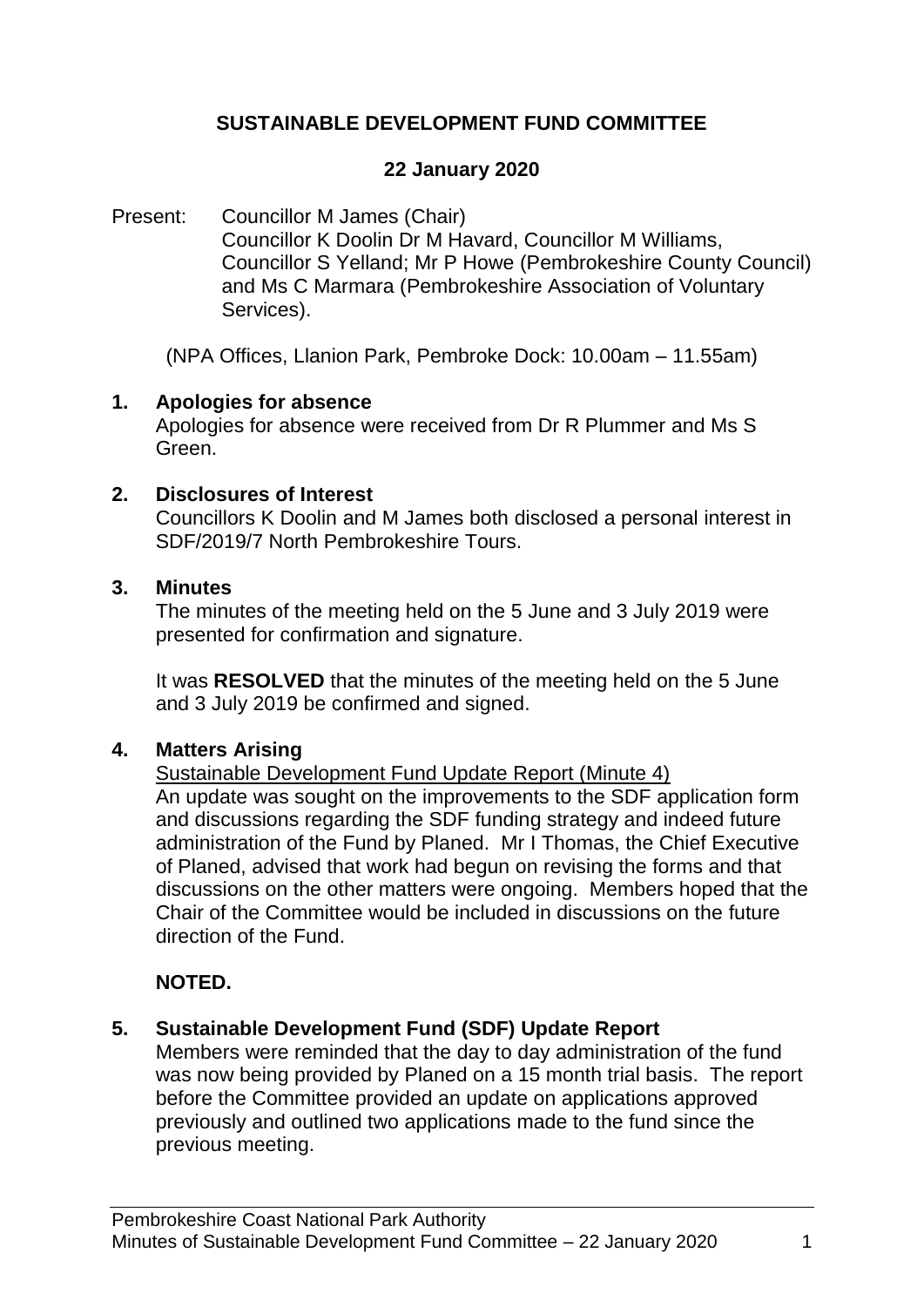# SUSTAINABLE DEVELOPMENT FUND COMMITTEE

## 22 January 2020

Present: Councillor M James (Chair)
Councillor K Doolin Dr M Havard, Councillor M Williams, Councillor S Yelland; Mr P Howe (Pembrokeshire County Council) and Ms C Marmara (Pembrokeshire Association of Voluntary Services).

(NPA Offices, Llanion Park, Pembroke Dock: 10.00am – 11.55am)

### 1. Apologies for absence

Apologies for absence were received from Dr R Plummer and Ms S Green.

### 2. Disclosures of Interest

Councillors K Doolin and M James both disclosed a personal interest in SDF/2019/7 North Pembrokeshire Tours.

### 3. Minutes

The minutes of the meeting held on the 5 June and 3 July 2019 were presented for confirmation and signature.

It was **RESOLVED** that the minutes of the meeting held on the 5 June and 3 July 2019 be confirmed and signed.

### 4. Matters Arising

Sustainable Development Fund Update Report (Minute 4)
An update was sought on the improvements to the SDF application form and discussions regarding the SDF funding strategy and indeed future administration of the Fund by Planed. Mr I Thomas, the Chief Executive of Planed, advised that work had begun on revising the forms and that discussions on the other matters were ongoing. Members hoped that the Chair of the Committee would be included in discussions on the future direction of the Fund.

**NOTED.**

### 5. Sustainable Development Fund (SDF) Update Report

Members were reminded that the day to day administration of the fund was now being provided by Planed on a 15 month trial basis. The report before the Committee provided an update on applications approved previously and outlined two applications made to the fund since the previous meeting.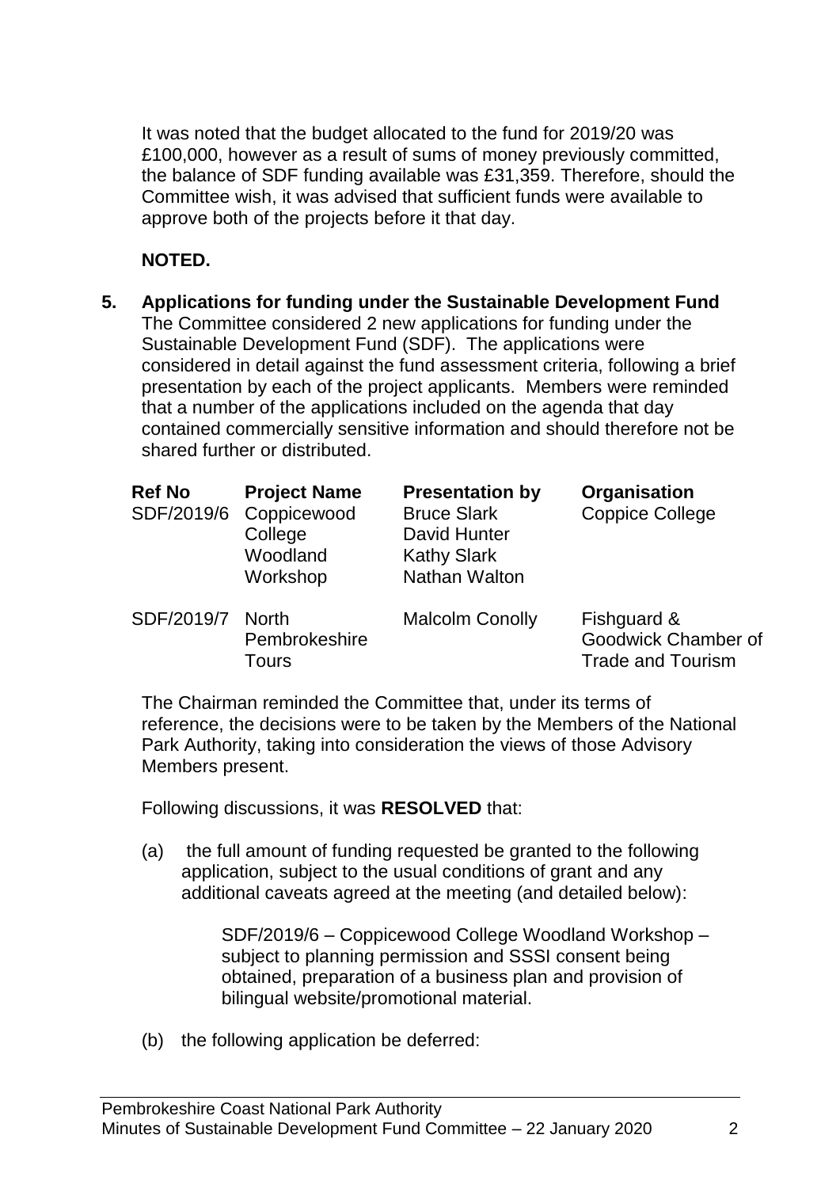It was noted that the budget allocated to the fund for 2019/20 was £100,000, however as a result of sums of money previously committed, the balance of SDF funding available was £31,359. Therefore, should the Committee wish, it was advised that sufficient funds were available to approve both of the projects before it that day.

**NOTED.**

**5. Applications for funding under the Sustainable Development Fund**

The Committee considered 2 new applications for funding under the Sustainable Development Fund (SDF). The applications were considered in detail against the fund assessment criteria, following a brief presentation by each of the project applicants. Members were reminded that a number of the applications included on the agenda that day contained commercially sensitive information and should therefore not be shared further or distributed.

| Ref No | Project Name | Presentation by | Organisation |
|---|---|---|---|
| SDF/2019/6 | Coppicewood College Woodland Workshop | Bruce Slark<br>David Hunter<br>Kathy Slark<br>Nathan Walton | Coppice College |
| SDF/2019/7 | North Pembrokeshire Tours | Malcolm Conolly | Fishguard & Goodwick Chamber of Trade and Tourism |

The Chairman reminded the Committee that, under its terms of reference, the decisions were to be taken by the Members of the National Park Authority, taking into consideration the views of those Advisory Members present.

Following discussions, it was **RESOLVED** that:

(a) the full amount of funding requested be granted to the following application, subject to the usual conditions of grant and any additional caveats agreed at the meeting (and detailed below):

> SDF/2019/6 – Coppicewood College Woodland Workshop – subject to planning permission and SSSI consent being obtained, preparation of a business plan and provision of bilingual website/promotional material.

(b) the following application be deferred: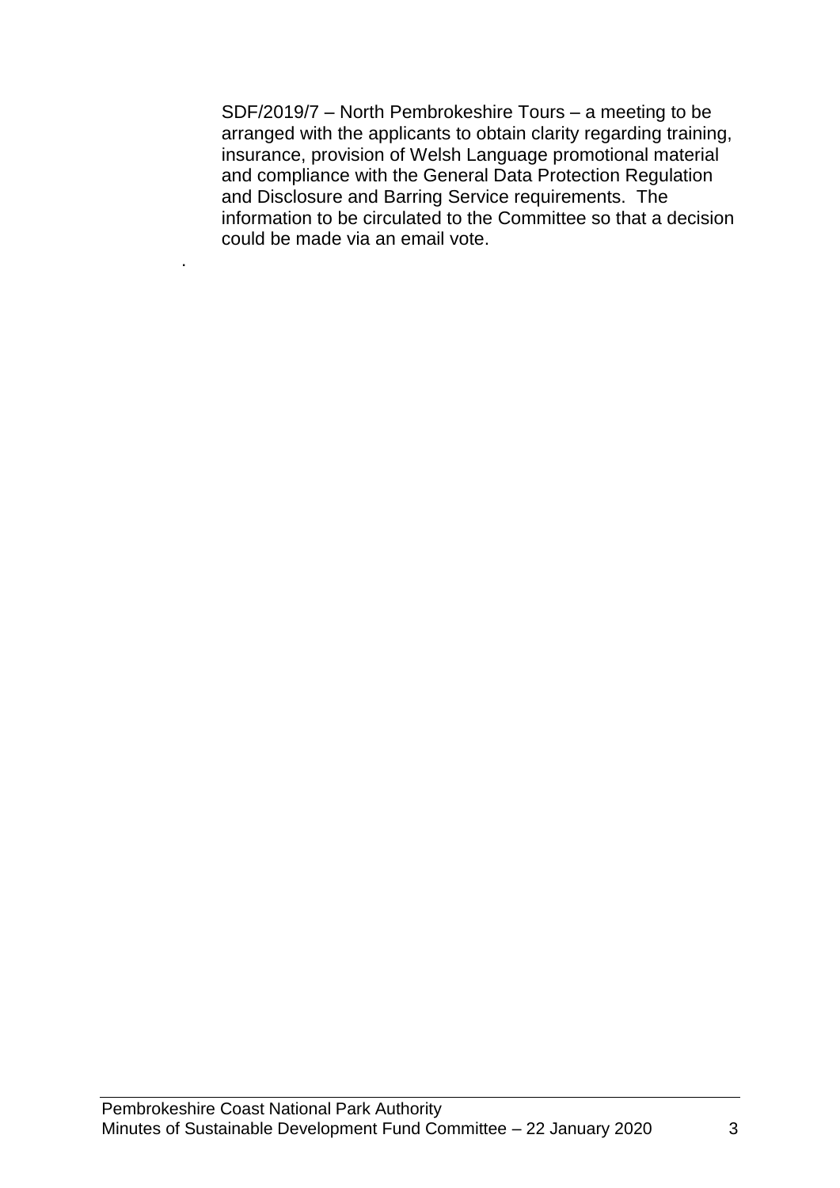SDF/2019/7 – North Pembrokeshire Tours – a meeting to be arranged with the applicants to obtain clarity regarding training, insurance, provision of Welsh Language promotional material and compliance with the General Data Protection Regulation and Disclosure and Barring Service requirements. The information to be circulated to the Committee so that a decision could be made via an email vote.

.